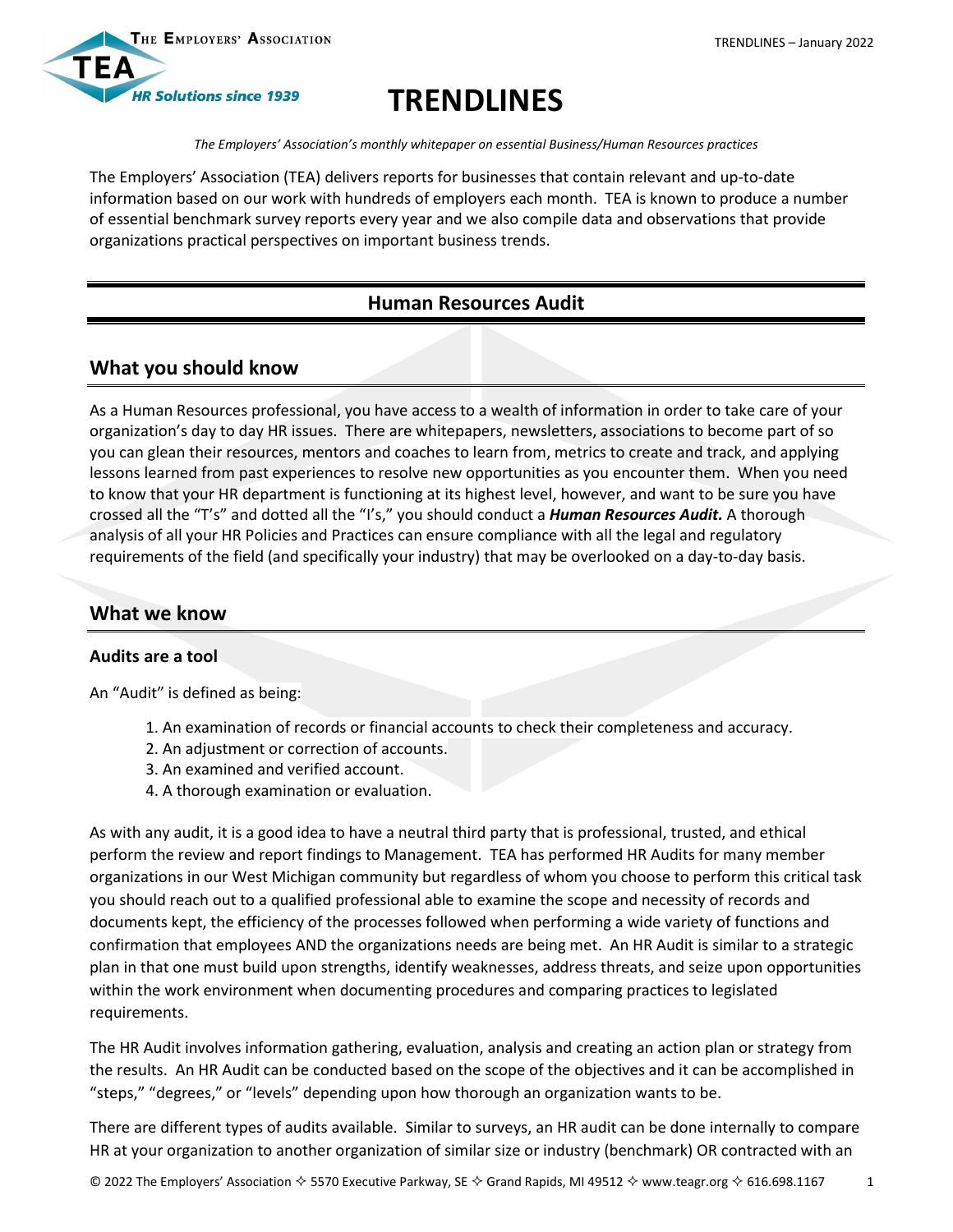# TRENDLINES

*The Employers' Association's monthly whitepaper on essential Business/Human Resources practices*

The Employers' Association (TEA) delivers reports for businesses that contain relevant and up-to-date information based on our work with hundreds of employers each month. TEA is known to produce a number of essential benchmark survey reports every year and we also compile data and observations that provide organizations practical perspectives on important business trends.

## Human Resources Audit

## What you should know

As a Human Resources professional, you have access to a wealth of information in order to take care of your organization's day to day HR issues. There are whitepapers, newsletters, associations to become part of so you can glean their resources, mentors and coaches to learn from, metrics to create and track, and applying lessons learned from past experiences to resolve new opportunities as you encounter them. When you need to know that your HR department is functioning at its highest level, however, and want to be sure you have crossed all the "T's" and dotted all the "I's," you should conduct a ***Human Resources Audit.*** A thorough analysis of all your HR Policies and Practices can ensure compliance with all the legal and regulatory requirements of the field (and specifically your industry) that may be overlooked on a day-to-day basis.

## What we know

### Audits are a tool

An "Audit" is defined as being:

1. An examination of records or financial accounts to check their completeness and accuracy.
2. An adjustment or correction of accounts.
3. An examined and verified account.
4. A thorough examination or evaluation.

As with any audit, it is a good idea to have a neutral third party that is professional, trusted, and ethical perform the review and report findings to Management. TEA has performed HR Audits for many member organizations in our West Michigan community but regardless of whom you choose to perform this critical task you should reach out to a qualified professional able to examine the scope and necessity of records and documents kept, the efficiency of the processes followed when performing a wide variety of functions and confirmation that employees AND the organizations needs are being met. An HR Audit is similar to a strategic plan in that one must build upon strengths, identify weaknesses, address threats, and seize upon opportunities within the work environment when documenting procedures and comparing practices to legislated requirements.

The HR Audit involves information gathering, evaluation, analysis and creating an action plan or strategy from the results. An HR Audit can be conducted based on the scope of the objectives and it can be accomplished in "steps," "degrees," or "levels" depending upon how thorough an organization wants to be.

There are different types of audits available. Similar to surveys, an HR audit can be done internally to compare HR at your organization to another organization of similar size or industry (benchmark) OR contracted with an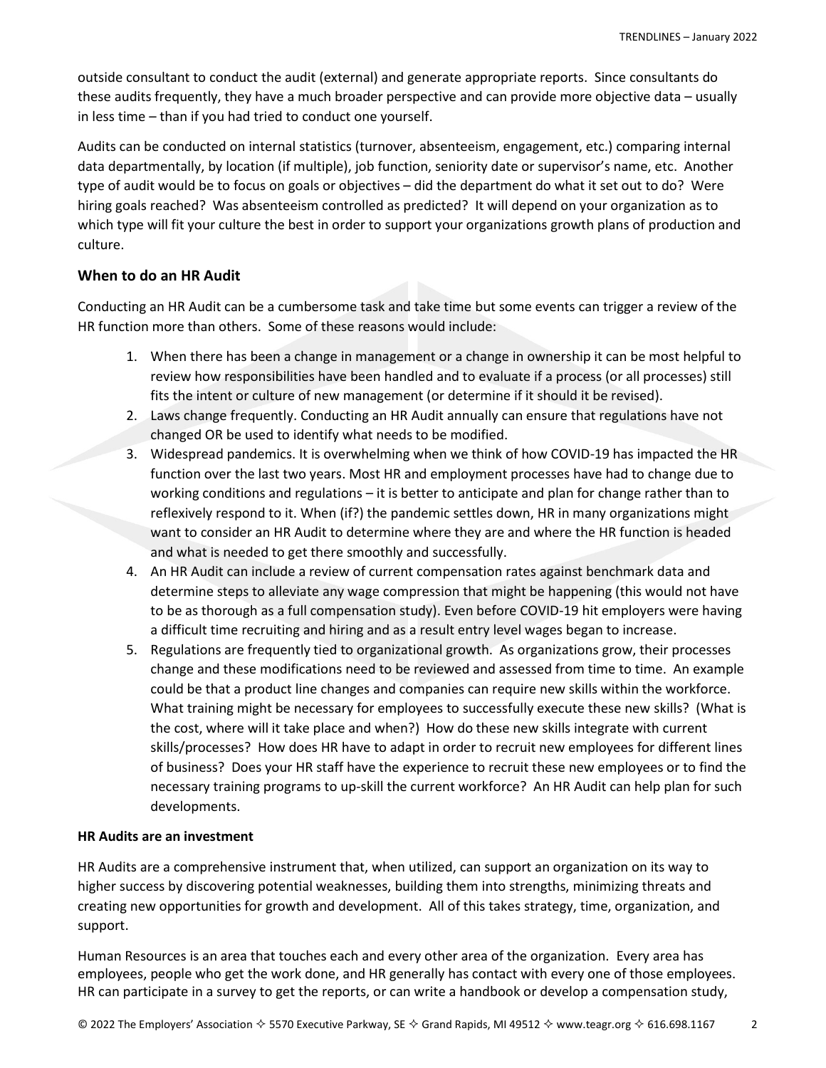outside consultant to conduct the audit (external) and generate appropriate reports. Since consultants do these audits frequently, they have a much broader perspective and can provide more objective data – usually in less time – than if you had tried to conduct one yourself.

Audits can be conducted on internal statistics (turnover, absenteeism, engagement, etc.) comparing internal data departmentally, by location (if multiple), job function, seniority date or supervisor's name, etc. Another type of audit would be to focus on goals or objectives – did the department do what it set out to do? Were hiring goals reached? Was absenteeism controlled as predicted? It will depend on your organization as to which type will fit your culture the best in order to support your organizations growth plans of production and culture.

### When to do an HR Audit

Conducting an HR Audit can be a cumbersome task and take time but some events can trigger a review of the HR function more than others. Some of these reasons would include:

1. When there has been a change in management or a change in ownership it can be most helpful to review how responsibilities have been handled and to evaluate if a process (or all processes) still fits the intent or culture of new management (or determine if it should it be revised).
2. Laws change frequently. Conducting an HR Audit annually can ensure that regulations have not changed OR be used to identify what needs to be modified.
3. Widespread pandemics. It is overwhelming when we think of how COVID-19 has impacted the HR function over the last two years. Most HR and employment processes have had to change due to working conditions and regulations – it is better to anticipate and plan for change rather than to reflexively respond to it. When (if?) the pandemic settles down, HR in many organizations might want to consider an HR Audit to determine where they are and where the HR function is headed and what is needed to get there smoothly and successfully.
4. An HR Audit can include a review of current compensation rates against benchmark data and determine steps to alleviate any wage compression that might be happening (this would not have to be as thorough as a full compensation study). Even before COVID-19 hit employers were having a difficult time recruiting and hiring and as a result entry level wages began to increase.
5. Regulations are frequently tied to organizational growth. As organizations grow, their processes change and these modifications need to be reviewed and assessed from time to time. An example could be that a product line changes and companies can require new skills within the workforce. What training might be necessary for employees to successfully execute these new skills? (What is the cost, where will it take place and when?) How do these new skills integrate with current skills/processes? How does HR have to adapt in order to recruit new employees for different lines of business? Does your HR staff have the experience to recruit these new employees or to find the necessary training programs to up-skill the current workforce? An HR Audit can help plan for such developments.

**HR Audits are an investment**

HR Audits are a comprehensive instrument that, when utilized, can support an organization on its way to higher success by discovering potential weaknesses, building them into strengths, minimizing threats and creating new opportunities for growth and development. All of this takes strategy, time, organization, and support.

Human Resources is an area that touches each and every other area of the organization. Every area has employees, people who get the work done, and HR generally has contact with every one of those employees. HR can participate in a survey to get the reports, or can write a handbook or develop a compensation study,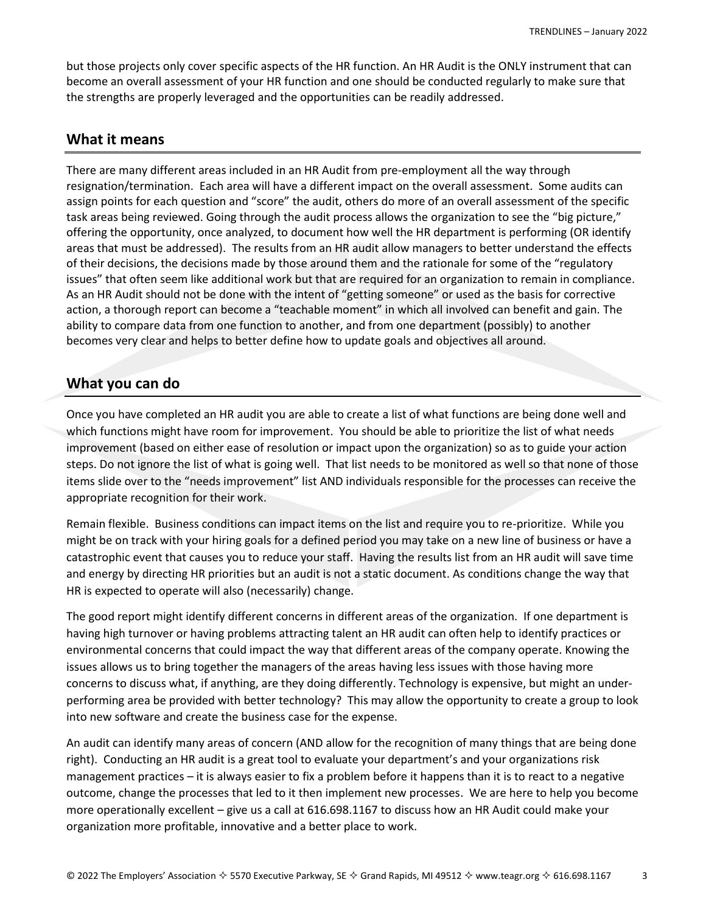but those projects only cover specific aspects of the HR function. An HR Audit is the ONLY instrument that can become an overall assessment of your HR function and one should be conducted regularly to make sure that the strengths are properly leveraged and the opportunities can be readily addressed.

## What it means

There are many different areas included in an HR Audit from pre-employment all the way through resignation/termination. Each area will have a different impact on the overall assessment. Some audits can assign points for each question and "score" the audit, others do more of an overall assessment of the specific task areas being reviewed. Going through the audit process allows the organization to see the "big picture," offering the opportunity, once analyzed, to document how well the HR department is performing (OR identify areas that must be addressed). The results from an HR audit allow managers to better understand the effects of their decisions, the decisions made by those around them and the rationale for some of the "regulatory issues" that often seem like additional work but that are required for an organization to remain in compliance. As an HR Audit should not be done with the intent of "getting someone" or used as the basis for corrective action, a thorough report can become a "teachable moment" in which all involved can benefit and gain. The ability to compare data from one function to another, and from one department (possibly) to another becomes very clear and helps to better define how to update goals and objectives all around.

## What you can do

Once you have completed an HR audit you are able to create a list of what functions are being done well and which functions might have room for improvement. You should be able to prioritize the list of what needs improvement (based on either ease of resolution or impact upon the organization) so as to guide your action steps. Do not ignore the list of what is going well. That list needs to be monitored as well so that none of those items slide over to the "needs improvement" list AND individuals responsible for the processes can receive the appropriate recognition for their work.

Remain flexible. Business conditions can impact items on the list and require you to re-prioritize. While you might be on track with your hiring goals for a defined period you may take on a new line of business or have a catastrophic event that causes you to reduce your staff. Having the results list from an HR audit will save time and energy by directing HR priorities but an audit is not a static document. As conditions change the way that HR is expected to operate will also (necessarily) change.

The good report might identify different concerns in different areas of the organization. If one department is having high turnover or having problems attracting talent an HR audit can often help to identify practices or environmental concerns that could impact the way that different areas of the company operate. Knowing the issues allows us to bring together the managers of the areas having less issues with those having more concerns to discuss what, if anything, are they doing differently. Technology is expensive, but might an under-performing area be provided with better technology? This may allow the opportunity to create a group to look into new software and create the business case for the expense.

An audit can identify many areas of concern (AND allow for the recognition of many things that are being done right). Conducting an HR audit is a great tool to evaluate your department's and your organizations risk management practices – it is always easier to fix a problem before it happens than it is to react to a negative outcome, change the processes that led to it then implement new processes. We are here to help you become more operationally excellent – give us a call at 616.698.1167 to discuss how an HR Audit could make your organization more profitable, innovative and a better place to work.